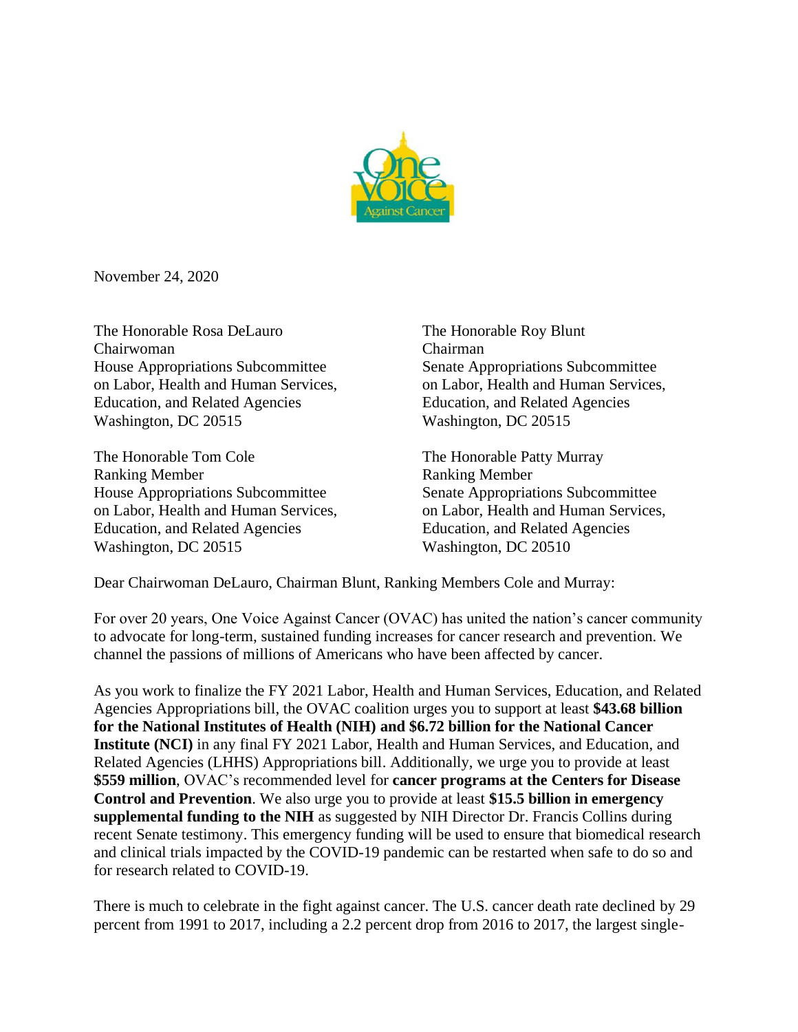November 24, 2020

The Honorable Rosa DeLauro
Chairwoman
House Appropriations Subcommittee
on Labor, Health and Human Services,
Education, and Related Agencies
Washington, DC 20515

The Honorable Roy Blunt
Chairman
Senate Appropriations Subcommittee
on Labor, Health and Human Services,
Education, and Related Agencies
Washington, DC 20515

The Honorable Tom Cole
Ranking Member
House Appropriations Subcommittee
on Labor, Health and Human Services,
Education, and Related Agencies
Washington, DC 20515

The Honorable Patty Murray
Ranking Member
Senate Appropriations Subcommittee
on Labor, Health and Human Services,
Education, and Related Agencies
Washington, DC 20510

Dear Chairwoman DeLauro, Chairman Blunt, Ranking Members Cole and Murray:

For over 20 years, One Voice Against Cancer (OVAC) has united the nation's cancer community to advocate for long-term, sustained funding increases for cancer research and prevention. We channel the passions of millions of Americans who have been affected by cancer.

As you work to finalize the FY 2021 Labor, Health and Human Services, Education, and Related Agencies Appropriations bill, the OVAC coalition urges you to support at least **$43.68 billion for the National Institutes of Health (NIH) and $6.72 billion for the National Cancer Institute (NCI)** in any final FY 2021 Labor, Health and Human Services, and Education, and Related Agencies (LHHS) Appropriations bill. Additionally, we urge you to provide at least **$559 million**, OVAC's recommended level for **cancer programs at the Centers for Disease Control and Prevention**. We also urge you to provide at least **$15.5 billion in emergency supplemental funding to the NIH** as suggested by NIH Director Dr. Francis Collins during recent Senate testimony. This emergency funding will be used to ensure that biomedical research and clinical trials impacted by the COVID-19 pandemic can be restarted when safe to do so and for research related to COVID-19.

There is much to celebrate in the fight against cancer. The U.S. cancer death rate declined by 29 percent from 1991 to 2017, including a 2.2 percent drop from 2016 to 2017, the largest single-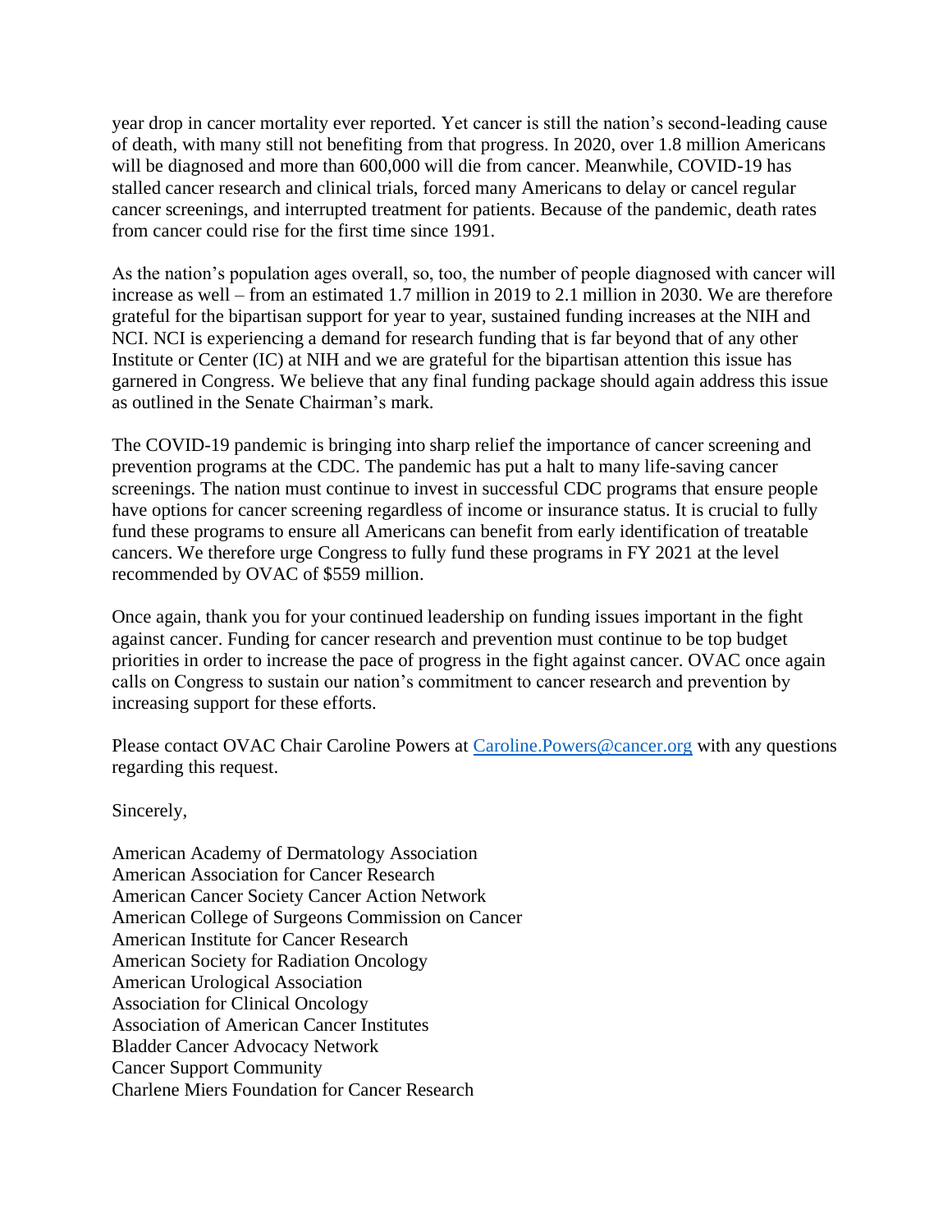year drop in cancer mortality ever reported. Yet cancer is still the nation's second-leading cause of death, with many still not benefiting from that progress. In 2020, over 1.8 million Americans will be diagnosed and more than 600,000 will die from cancer. Meanwhile, COVID-19 has stalled cancer research and clinical trials, forced many Americans to delay or cancel regular cancer screenings, and interrupted treatment for patients. Because of the pandemic, death rates from cancer could rise for the first time since 1991.

As the nation's population ages overall, so, too, the number of people diagnosed with cancer will increase as well – from an estimated 1.7 million in 2019 to 2.1 million in 2030. We are therefore grateful for the bipartisan support for year to year, sustained funding increases at the NIH and NCI. NCI is experiencing a demand for research funding that is far beyond that of any other Institute or Center (IC) at NIH and we are grateful for the bipartisan attention this issue has garnered in Congress. We believe that any final funding package should again address this issue as outlined in the Senate Chairman's mark.

The COVID-19 pandemic is bringing into sharp relief the importance of cancer screening and prevention programs at the CDC. The pandemic has put a halt to many life-saving cancer screenings. The nation must continue to invest in successful CDC programs that ensure people have options for cancer screening regardless of income or insurance status. It is crucial to fully fund these programs to ensure all Americans can benefit from early identification of treatable cancers. We therefore urge Congress to fully fund these programs in FY 2021 at the level recommended by OVAC of $559 million.

Once again, thank you for your continued leadership on funding issues important in the fight against cancer. Funding for cancer research and prevention must continue to be top budget priorities in order to increase the pace of progress in the fight against cancer. OVAC once again calls on Congress to sustain our nation's commitment to cancer research and prevention by increasing support for these efforts.

Please contact OVAC Chair Caroline Powers at [Caroline.Powers@cancer.org](mailto:Caroline.Powers@cancer.org) with any questions regarding this request.

Sincerely,

American Academy of Dermatology Association  
American Association for Cancer Research  
American Cancer Society Cancer Action Network  
American College of Surgeons Commission on Cancer  
American Institute for Cancer Research  
American Society for Radiation Oncology  
American Urological Association  
Association for Clinical Oncology  
Association of American Cancer Institutes  
Bladder Cancer Advocacy Network  
Cancer Support Community  
Charlene Miers Foundation for Cancer Research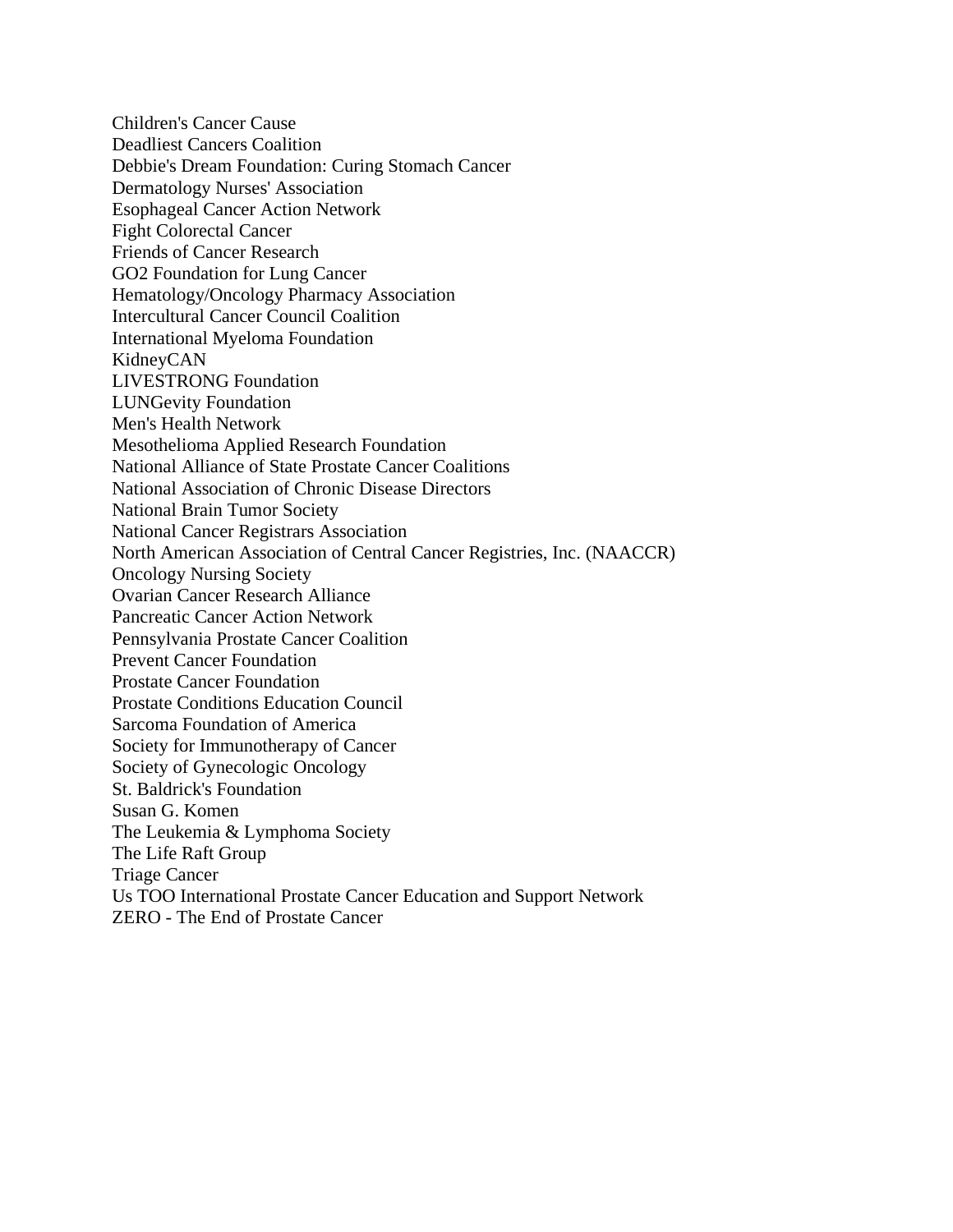Children's Cancer Cause
Deadliest Cancers Coalition
Debbie's Dream Foundation: Curing Stomach Cancer
Dermatology Nurses' Association
Esophageal Cancer Action Network
Fight Colorectal Cancer
Friends of Cancer Research
GO2 Foundation for Lung Cancer
Hematology/Oncology Pharmacy Association
Intercultural Cancer Council Coalition
International Myeloma Foundation
KidneyCAN
LIVESTRONG Foundation
LUNGevity Foundation
Men's Health Network
Mesothelioma Applied Research Foundation
National Alliance of State Prostate Cancer Coalitions
National Association of Chronic Disease Directors
National Brain Tumor Society
National Cancer Registrars Association
North American Association of Central Cancer Registries, Inc. (NAACCR)
Oncology Nursing Society
Ovarian Cancer Research Alliance
Pancreatic Cancer Action Network
Pennsylvania Prostate Cancer Coalition
Prevent Cancer Foundation
Prostate Cancer Foundation
Prostate Conditions Education Council
Sarcoma Foundation of America
Society for Immunotherapy of Cancer
Society of Gynecologic Oncology
St. Baldrick's Foundation
Susan G. Komen
The Leukemia & Lymphoma Society
The Life Raft Group
Triage Cancer
Us TOO International Prostate Cancer Education and Support Network
ZERO - The End of Prostate Cancer